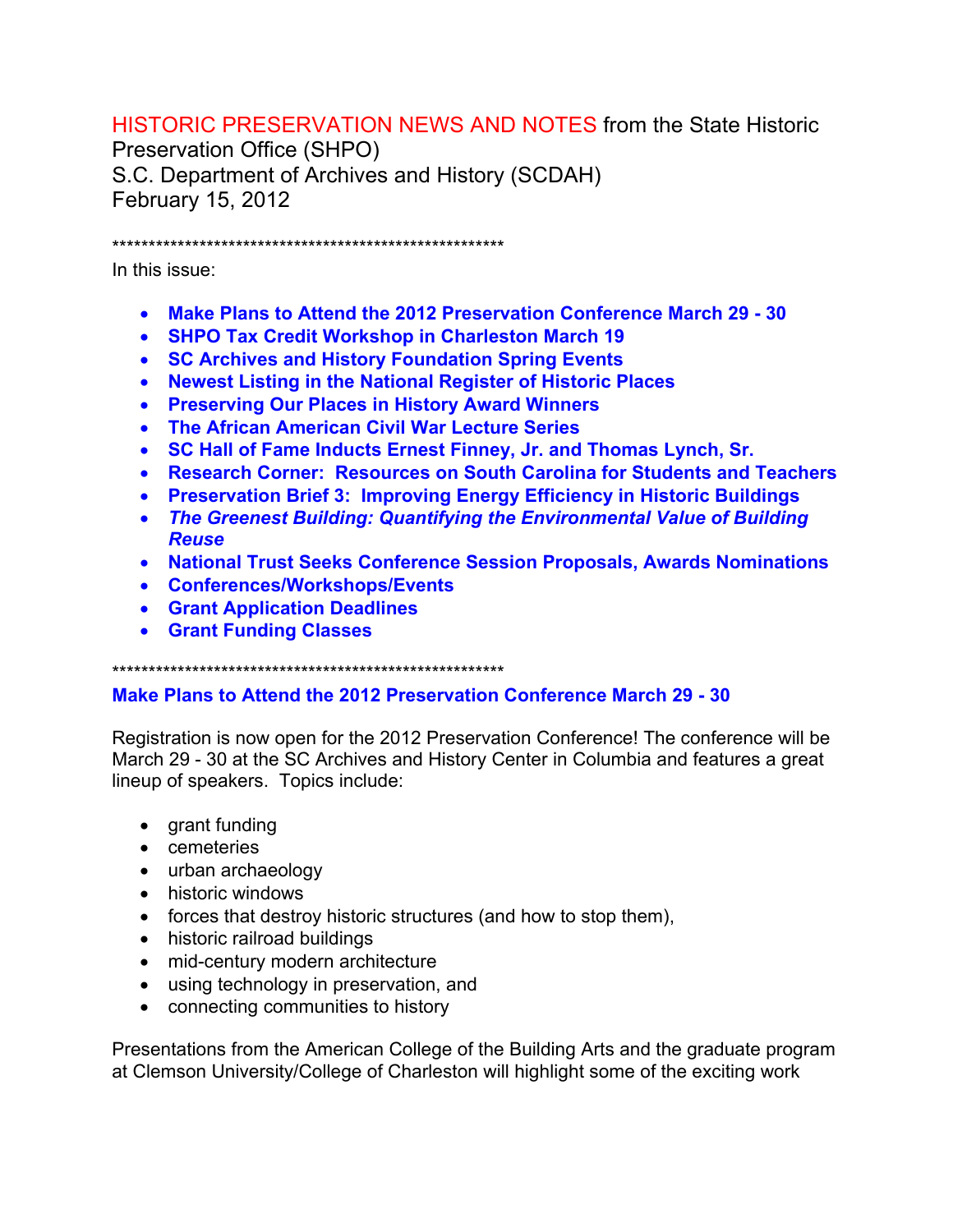HISTORIC PRESERVATION NEWS AND NOTES from the State Historic Preservation Office (SHPO)
S.C. Department of Archives and History (SCDAH)
February 15, 2012

*******************************************************

In this issue:

- **Make Plans to Attend the 2012 Preservation Conference March 29 - 30**
- **SHPO Tax Credit Workshop in Charleston March 19**
- **SC Archives and History Foundation Spring Events**
- **Newest Listing in the National Register of Historic Places**
- **Preserving Our Places in History Award Winners**
- **The African American Civil War Lecture Series**
- **SC Hall of Fame Inducts Ernest Finney, Jr. and Thomas Lynch, Sr.**
- **Research Corner: Resources on South Carolina for Students and Teachers**
- **Preservation Brief 3: Improving Energy Efficiency in Historic Buildings**
- ***The Greenest Building: Quantifying the Environmental Value of Building Reuse***
- **National Trust Seeks Conference Session Proposals, Awards Nominations**
- **Conferences/Workshops/Events**
- **Grant Application Deadlines**
- **Grant Funding Classes**

*******************************************************

## Make Plans to Attend the 2012 Preservation Conference March 29 - 30

Registration is now open for the 2012 Preservation Conference! The conference will be March 29 - 30 at the SC Archives and History Center in Columbia and features a great lineup of speakers. Topics include:

- grant funding
- cemeteries
- urban archaeology
- historic windows
- forces that destroy historic structures (and how to stop them),
- historic railroad buildings
- mid-century modern architecture
- using technology in preservation, and
- connecting communities to history

Presentations from the American College of the Building Arts and the graduate program at Clemson University/College of Charleston will highlight some of the exciting work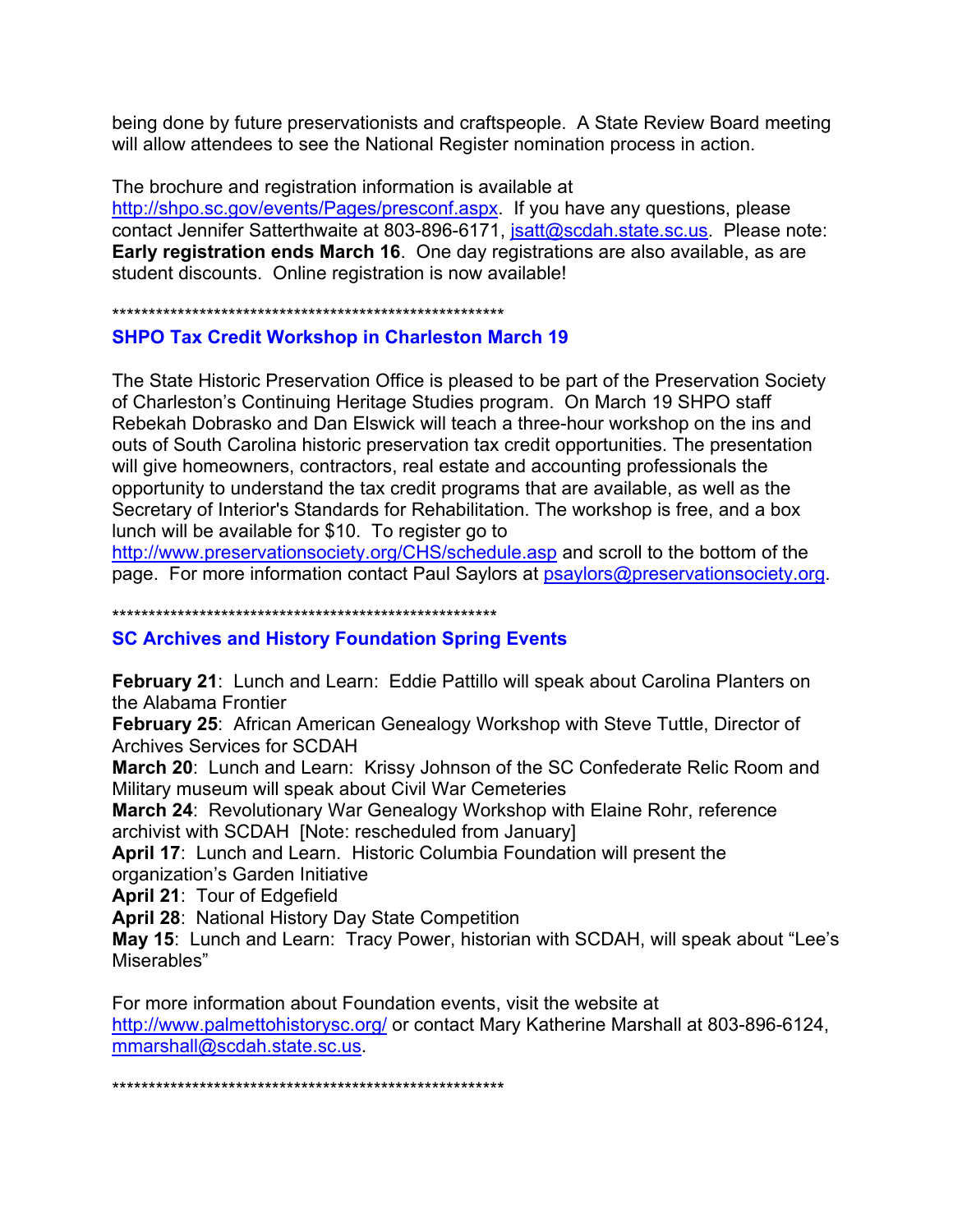being done by future preservationists and craftspeople. A State Review Board meeting will allow attendees to see the National Register nomination process in action.

The brochure and registration information is available at http://shpo.sc.gov/events/Pages/presconf.aspx. If you have any questions, please contact Jennifer Satterthwaite at 803-896-6171, jsatt@scdah.state.sc.us. Please note: **Early registration ends March 16**. One day registrations are also available, as are student discounts. Online registration is now available!

*******************************************************

## SHPO Tax Credit Workshop in Charleston March 19

The State Historic Preservation Office is pleased to be part of the Preservation Society of Charleston's Continuing Heritage Studies program. On March 19 SHPO staff Rebekah Dobrasko and Dan Elswick will teach a three-hour workshop on the ins and outs of South Carolina historic preservation tax credit opportunities. The presentation will give homeowners, contractors, real estate and accounting professionals the opportunity to understand the tax credit programs that are available, as well as the Secretary of Interior's Standards for Rehabilitation. The workshop is free, and a box lunch will be available for $10. To register go to http://www.preservationsociety.org/CHS/schedule.asp and scroll to the bottom of the page. For more information contact Paul Saylors at psaylors@preservationsociety.org.

*******************************************************

## SC Archives and History Foundation Spring Events

**February 21**: Lunch and Learn: Eddie Pattillo will speak about Carolina Planters on the Alabama Frontier
**February 25**: African American Genealogy Workshop with Steve Tuttle, Director of Archives Services for SCDAH
**March 20**: Lunch and Learn: Krissy Johnson of the SC Confederate Relic Room and Military museum will speak about Civil War Cemeteries
**March 24**: Revolutionary War Genealogy Workshop with Elaine Rohr, reference archivist with SCDAH [Note: rescheduled from January]
**April 17**: Lunch and Learn. Historic Columbia Foundation will present the organization's Garden Initiative
**April 21**: Tour of Edgefield
**April 28**: National History Day State Competition
**May 15**: Lunch and Learn: Tracy Power, historian with SCDAH, will speak about "Lee's Miserables"

For more information about Foundation events, visit the website at http://www.palmettohistorysc.org/ or contact Mary Katherine Marshall at 803-896-6124, mmarshall@scdah.state.sc.us.

*******************************************************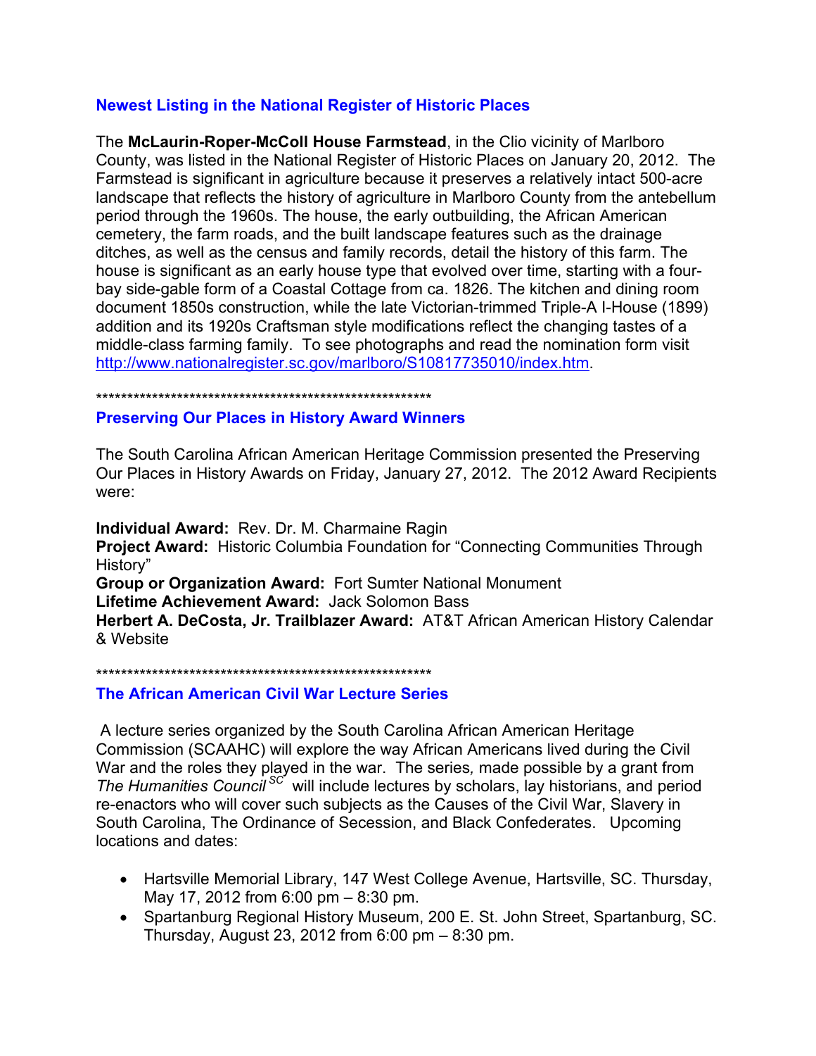## Newest Listing in the National Register of Historic Places

The **McLaurin-Roper-McColl House Farmstead**, in the Clio vicinity of Marlboro County, was listed in the National Register of Historic Places on January 20, 2012. The Farmstead is significant in agriculture because it preserves a relatively intact 500-acre landscape that reflects the history of agriculture in Marlboro County from the antebellum period through the 1960s. The house, the early outbuilding, the African American cemetery, the farm roads, and the built landscape features such as the drainage ditches, as well as the census and family records, detail the history of this farm. The house is significant as an early house type that evolved over time, starting with a four-bay side-gable form of a Coastal Cottage from ca. 1826. The kitchen and dining room document 1850s construction, while the late Victorian-trimmed Triple-A I-House (1899) addition and its 1920s Craftsman style modifications reflect the changing tastes of a middle-class farming family. To see photographs and read the nomination form visit http://www.nationalregister.sc.gov/marlboro/S10817735010/index.htm.

*******************************************************

## Preserving Our Places in History Award Winners

The South Carolina African American Heritage Commission presented the Preserving Our Places in History Awards on Friday, January 27, 2012. The 2012 Award Recipients were:

**Individual Award:** Rev. Dr. M. Charmaine Ragin
**Project Award:** Historic Columbia Foundation for "Connecting Communities Through History"
**Group or Organization Award:** Fort Sumter National Monument
**Lifetime Achievement Award:** Jack Solomon Bass
**Herbert A. DeCosta, Jr. Trailblazer Award:** AT&T African American History Calendar & Website

*******************************************************

## The African American Civil War Lecture Series

A lecture series organized by the South Carolina African American Heritage Commission (SCAAHC) will explore the way African Americans lived during the Civil War and the roles they played in the war. The series, made possible by a grant from *The Humanities Council* SC will include lectures by scholars, lay historians, and period re-enactors who will cover such subjects as the Causes of the Civil War, Slavery in South Carolina, The Ordinance of Secession, and Black Confederates. Upcoming locations and dates:

- Hartsville Memorial Library, 147 West College Avenue, Hartsville, SC. Thursday, May 17, 2012 from 6:00 pm – 8:30 pm.
- Spartanburg Regional History Museum, 200 E. St. John Street, Spartanburg, SC. Thursday, August 23, 2012 from 6:00 pm – 8:30 pm.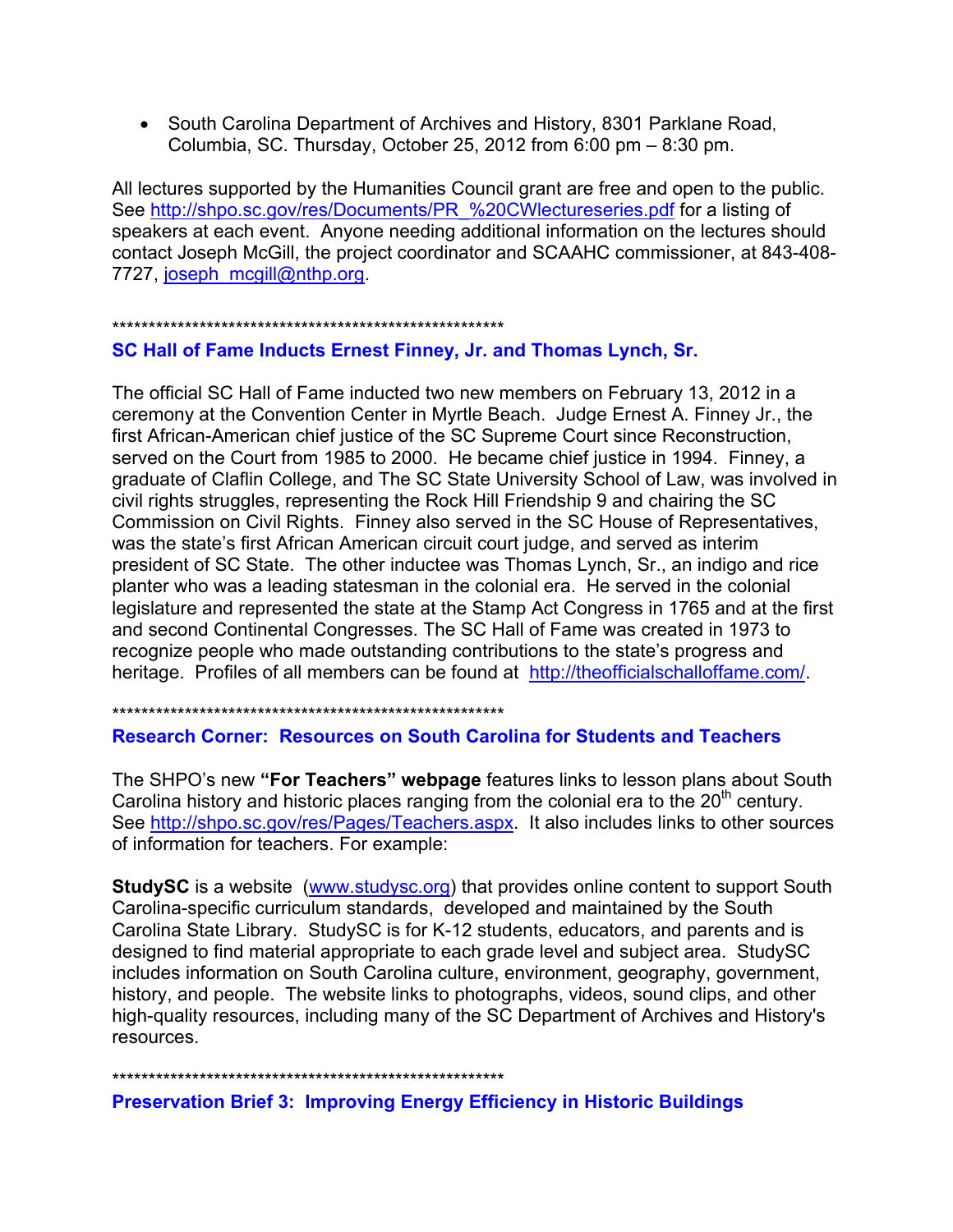- South Carolina Department of Archives and History, 8301 Parklane Road, Columbia, SC. Thursday, October 25, 2012 from 6:00 pm – 8:30 pm.

All lectures supported by the Humanities Council grant are free and open to the public. See http://shpo.sc.gov/res/Documents/PR_%20CWlectureseries.pdf for a listing of speakers at each event. Anyone needing additional information on the lectures should contact Joseph McGill, the project coordinator and SCAAHC commissioner, at 843-408-7727, joseph_mcgill@nthp.org.

*******************************************************

## SC Hall of Fame Inducts Ernest Finney, Jr. and Thomas Lynch, Sr.

The official SC Hall of Fame inducted two new members on February 13, 2012 in a ceremony at the Convention Center in Myrtle Beach. Judge Ernest A. Finney Jr., the first African-American chief justice of the SC Supreme Court since Reconstruction, served on the Court from 1985 to 2000. He became chief justice in 1994. Finney, a graduate of Claflin College, and The SC State University School of Law, was involved in civil rights struggles, representing the Rock Hill Friendship 9 and chairing the SC Commission on Civil Rights. Finney also served in the SC House of Representatives, was the state's first African American circuit court judge, and served as interim president of SC State. The other inductee was Thomas Lynch, Sr., an indigo and rice planter who was a leading statesman in the colonial era. He served in the colonial legislature and represented the state at the Stamp Act Congress in 1765 and at the first and second Continental Congresses. The SC Hall of Fame was created in 1973 to recognize people who made outstanding contributions to the state's progress and heritage. Profiles of all members can be found at http://theofficialschalloffame.com/.

*******************************************************

## Research Corner: Resources on South Carolina for Students and Teachers

The SHPO's new **"For Teachers" webpage** features links to lesson plans about South Carolina history and historic places ranging from the colonial era to the 20th century. See http://shpo.sc.gov/res/Pages/Teachers.aspx. It also includes links to other sources of information for teachers. For example:

**StudySC** is a website (www.studysc.org) that provides online content to support South Carolina-specific curriculum standards, developed and maintained by the South Carolina State Library. StudySC is for K-12 students, educators, and parents and is designed to find material appropriate to each grade level and subject area. StudySC includes information on South Carolina culture, environment, geography, government, history, and people. The website links to photographs, videos, sound clips, and other high-quality resources, including many of the SC Department of Archives and History's resources.

*******************************************************

## Preservation Brief 3: Improving Energy Efficiency in Historic Buildings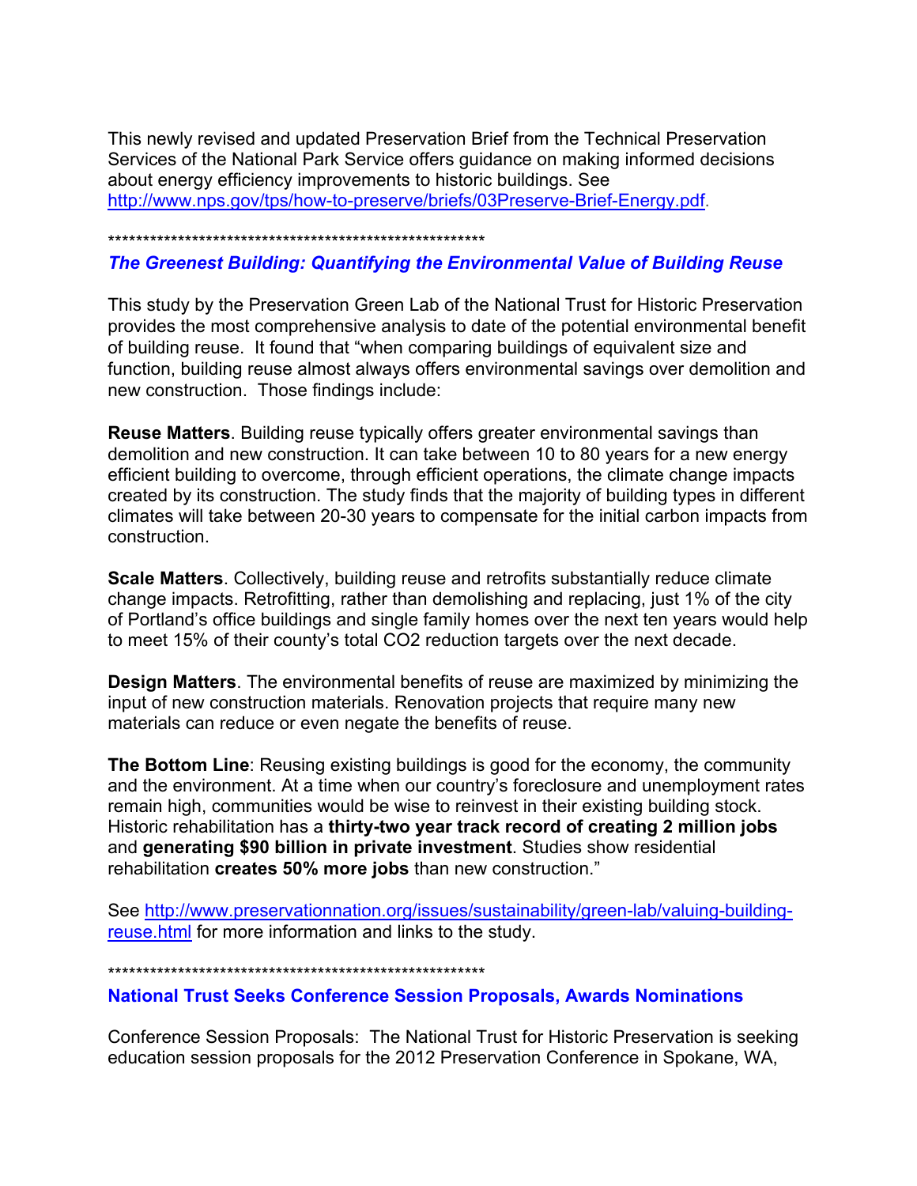This newly revised and updated Preservation Brief from the Technical Preservation Services of the National Park Service offers guidance on making informed decisions about energy efficiency improvements to historic buildings. See http://www.nps.gov/tps/how-to-preserve/briefs/03Preserve-Brief-Energy.pdf.

*******************************************************

***The Greenest Building: Quantifying the Environmental Value of Building Reuse***

This study by the Preservation Green Lab of the National Trust for Historic Preservation provides the most comprehensive analysis to date of the potential environmental benefit of building reuse. It found that "when comparing buildings of equivalent size and function, building reuse almost always offers environmental savings over demolition and new construction. Those findings include:

**Reuse Matters**. Building reuse typically offers greater environmental savings than demolition and new construction. It can take between 10 to 80 years for a new energy efficient building to overcome, through efficient operations, the climate change impacts created by its construction. The study finds that the majority of building types in different climates will take between 20-30 years to compensate for the initial carbon impacts from construction.

**Scale Matters**. Collectively, building reuse and retrofits substantially reduce climate change impacts. Retrofitting, rather than demolishing and replacing, just 1% of the city of Portland's office buildings and single family homes over the next ten years would help to meet 15% of their county's total $CO_2$ reduction targets over the next decade.

**Design Matters**. The environmental benefits of reuse are maximized by minimizing the input of new construction materials. Renovation projects that require many new materials can reduce or even negate the benefits of reuse.

**The Bottom Line**: Reusing existing buildings is good for the economy, the community and the environment. At a time when our country's foreclosure and unemployment rates remain high, communities would be wise to reinvest in their existing building stock. Historic rehabilitation has a **thirty-two year track record of creating 2 million jobs** and **generating $90 billion in private investment**. Studies show residential rehabilitation **creates 50% more jobs** than new construction."

See http://www.preservationnation.org/issues/sustainability/green-lab/valuing-building-reuse.html for more information and links to the study.

*******************************************************

**National Trust Seeks Conference Session Proposals, Awards Nominations**

Conference Session Proposals: The National Trust for Historic Preservation is seeking education session proposals for the 2012 Preservation Conference in Spokane, WA,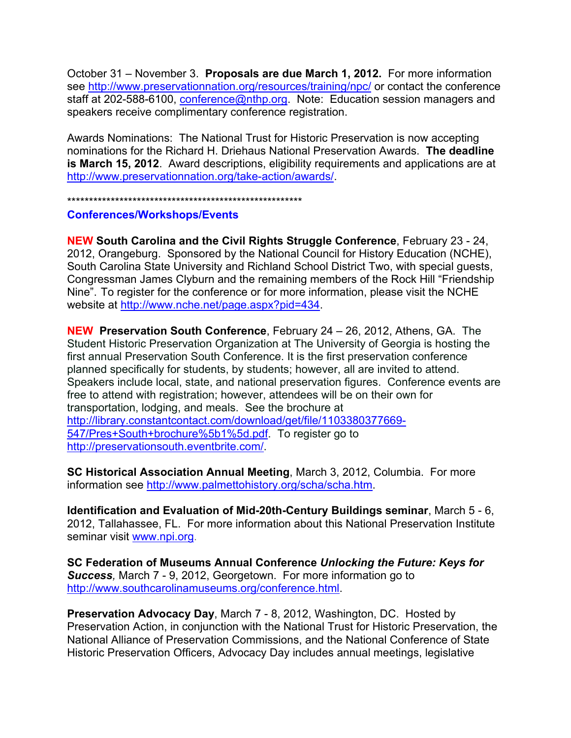October 31 – November 3. **Proposals are due March 1, 2012.** For more information see http://www.preservationnation.org/resources/training/npc/ or contact the conference staff at 202-588-6100, conference@nthp.org. Note: Education session managers and speakers receive complimentary conference registration.

Awards Nominations: The National Trust for Historic Preservation is now accepting nominations for the Richard H. Driehaus National Preservation Awards. **The deadline is March 15, 2012**. Award descriptions, eligibility requirements and applications are at http://www.preservationnation.org/take-action/awards/.

*******************************************************

## Conferences/Workshops/Events

**NEW South Carolina and the Civil Rights Struggle Conference**, February 23 - 24, 2012, Orangeburg. Sponsored by the National Council for History Education (NCHE), South Carolina State University and Richland School District Two, with special guests, Congressman James Clyburn and the remaining members of the Rock Hill "Friendship Nine". To register for the conference or for more information, please visit the NCHE website at http://www.nche.net/page.aspx?pid=434.

**NEW Preservation South Conference**, February 24 – 26, 2012, Athens, GA. The Student Historic Preservation Organization at The University of Georgia is hosting the first annual Preservation South Conference. It is the first preservation conference planned specifically for students, by students; however, all are invited to attend. Speakers include local, state, and national preservation figures. Conference events are free to attend with registration; however, attendees will be on their own for transportation, lodging, and meals. See the brochure at http://library.constantcontact.com/download/get/file/1103380377669-547/Pres+South+brochure%5b1%5d.pdf. To register go to http://preservationsouth.eventbrite.com/.

**SC Historical Association Annual Meeting**, March 3, 2012, Columbia. For more information see http://www.palmettohistory.org/scha/scha.htm.

**Identification and Evaluation of Mid-20th-Century Buildings seminar**, March 5 - 6, 2012, Tallahassee, FL. For more information about this National Preservation Institute seminar visit www.npi.org.

**SC Federation of Museums Annual Conference *Unlocking the Future: Keys for Success*,** March 7 - 9, 2012, Georgetown. For more information go to http://www.southcarolinamuseums.org/conference.html.

**Preservation Advocacy Day**, March 7 - 8, 2012, Washington, DC. Hosted by Preservation Action, in conjunction with the National Trust for Historic Preservation, the National Alliance of Preservation Commissions, and the National Conference of State Historic Preservation Officers, Advocacy Day includes annual meetings, legislative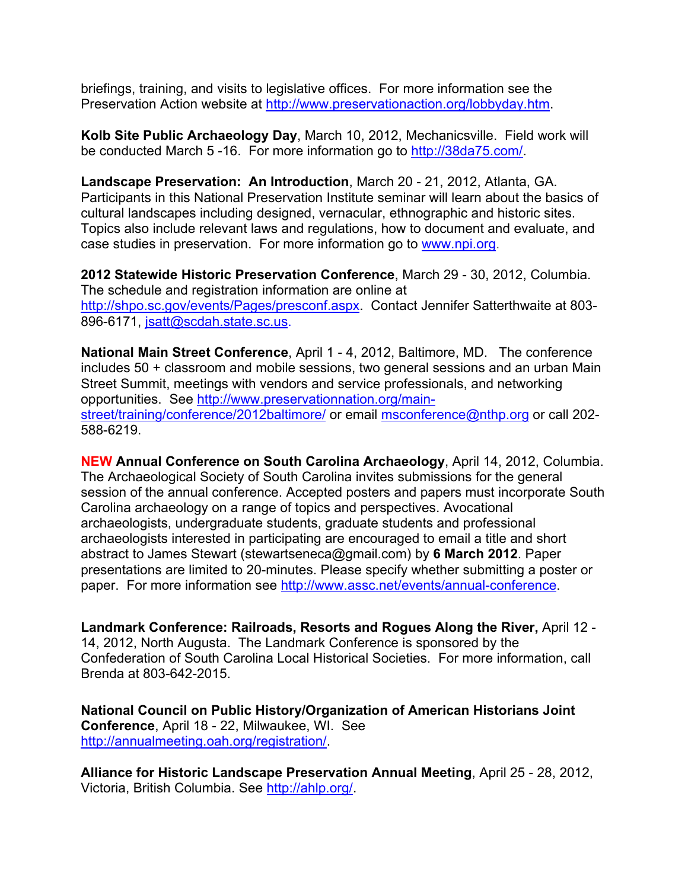briefings, training, and visits to legislative offices. For more information see the Preservation Action website at http://www.preservationaction.org/lobbyday.htm.

**Kolb Site Public Archaeology Day**, March 10, 2012, Mechanicsville. Field work will be conducted March 5 -16. For more information go to http://38da75.com/.

**Landscape Preservation: An Introduction**, March 20 - 21, 2012, Atlanta, GA. Participants in this National Preservation Institute seminar will learn about the basics of cultural landscapes including designed, vernacular, ethnographic and historic sites. Topics also include relevant laws and regulations, how to document and evaluate, and case studies in preservation. For more information go to www.npi.org.

**2012 Statewide Historic Preservation Conference**, March 29 - 30, 2012, Columbia. The schedule and registration information are online at http://shpo.sc.gov/events/Pages/presconf.aspx. Contact Jennifer Satterthwaite at 803-896-6171, jsatt@scdah.state.sc.us.

**National Main Street Conference**, April 1 - 4, 2012, Baltimore, MD. The conference includes 50 + classroom and mobile sessions, two general sessions and an urban Main Street Summit, meetings with vendors and service professionals, and networking opportunities. See http://www.preservationnation.org/main-street/training/conference/2012baltimore/ or email msconference@nthp.org or call 202-588-6219.

**NEW Annual Conference on South Carolina Archaeology**, April 14, 2012, Columbia. The Archaeological Society of South Carolina invites submissions for the general session of the annual conference. Accepted posters and papers must incorporate South Carolina archaeology on a range of topics and perspectives. Avocational archaeologists, undergraduate students, graduate students and professional archaeologists interested in participating are encouraged to email a title and short abstract to James Stewart (stewartseneca@gmail.com) by **6 March 2012**. Paper presentations are limited to 20-minutes. Please specify whether submitting a poster or paper. For more information see http://www.assc.net/events/annual-conference.

**Landmark Conference: Railroads, Resorts and Rogues Along the River,** April 12 - 14, 2012, North Augusta. The Landmark Conference is sponsored by the Confederation of South Carolina Local Historical Societies. For more information, call Brenda at 803-642-2015.

**National Council on Public History/Organization of American Historians Joint Conference**, April 18 - 22, Milwaukee, WI. See http://annualmeeting.oah.org/registration/.

**Alliance for Historic Landscape Preservation Annual Meeting**, April 25 - 28, 2012, Victoria, British Columbia. See http://ahlp.org/.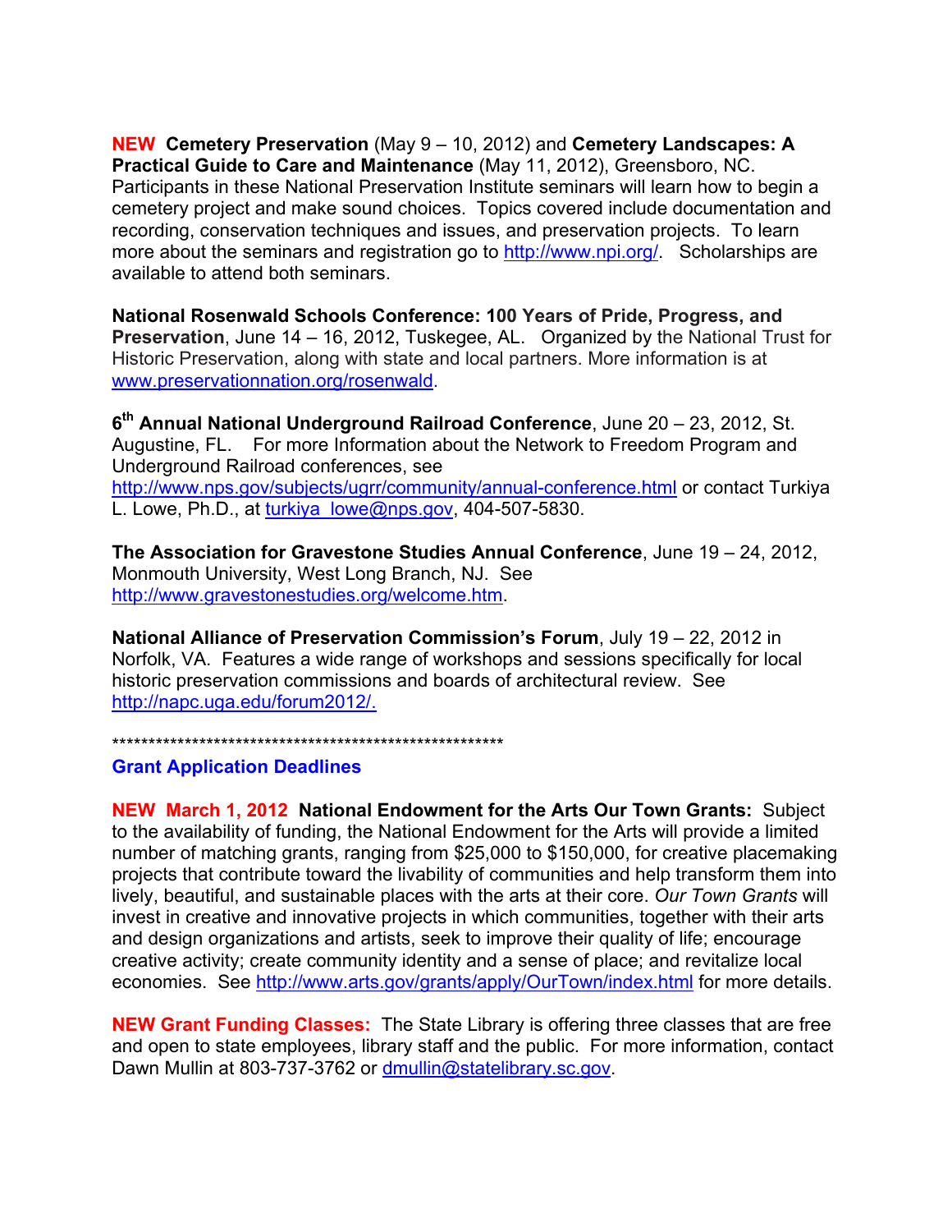**NEW Cemetery Preservation** (May 9 – 10, 2012) and **Cemetery Landscapes: A Practical Guide to Care and Maintenance** (May 11, 2012), Greensboro, NC. Participants in these National Preservation Institute seminars will learn how to begin a cemetery project and make sound choices. Topics covered include documentation and recording, conservation techniques and issues, and preservation projects. To learn more about the seminars and registration go to http://www.npi.org/. Scholarships are available to attend both seminars.

**National Rosenwald Schools Conference: 100 Years of Pride, Progress, and Preservation**, June 14 – 16, 2012, Tuskegee, AL. Organized by the National Trust for Historic Preservation, along with state and local partners. More information is at www.preservationnation.org/rosenwald.

**6th Annual National Underground Railroad Conference**, June 20 – 23, 2012, St. Augustine, FL. For more Information about the Network to Freedom Program and Underground Railroad conferences, see http://www.nps.gov/subjects/ugrr/community/annual-conference.html or contact Turkiya L. Lowe, Ph.D., at turkiya_lowe@nps.gov, 404-507-5830.

**The Association for Gravestone Studies Annual Conference**, June 19 – 24, 2012, Monmouth University, West Long Branch, NJ. See http://www.gravestonestudies.org/welcome.htm.

**National Alliance of Preservation Commission's Forum**, July 19 – 22, 2012 in Norfolk, VA. Features a wide range of workshops and sessions specifically for local historic preservation commissions and boards of architectural review. See http://napc.uga.edu/forum2012/.

*******************************************************

## Grant Application Deadlines

**NEW March 1, 2012 National Endowment for the Arts Our Town Grants:** Subject to the availability of funding, the National Endowment for the Arts will provide a limited number of matching grants, ranging from $25,000 to $150,000, for creative placemaking projects that contribute toward the livability of communities and help transform them into lively, beautiful, and sustainable places with the arts at their core. *Our Town Grants* will invest in creative and innovative projects in which communities, together with their arts and design organizations and artists, seek to improve their quality of life; encourage creative activity; create community identity and a sense of place; and revitalize local economies. See http://www.arts.gov/grants/apply/OurTown/index.html for more details.

**NEW Grant Funding Classes:** The State Library is offering three classes that are free and open to state employees, library staff and the public. For more information, contact Dawn Mullin at 803-737-3762 or dmullin@statelibrary.sc.gov.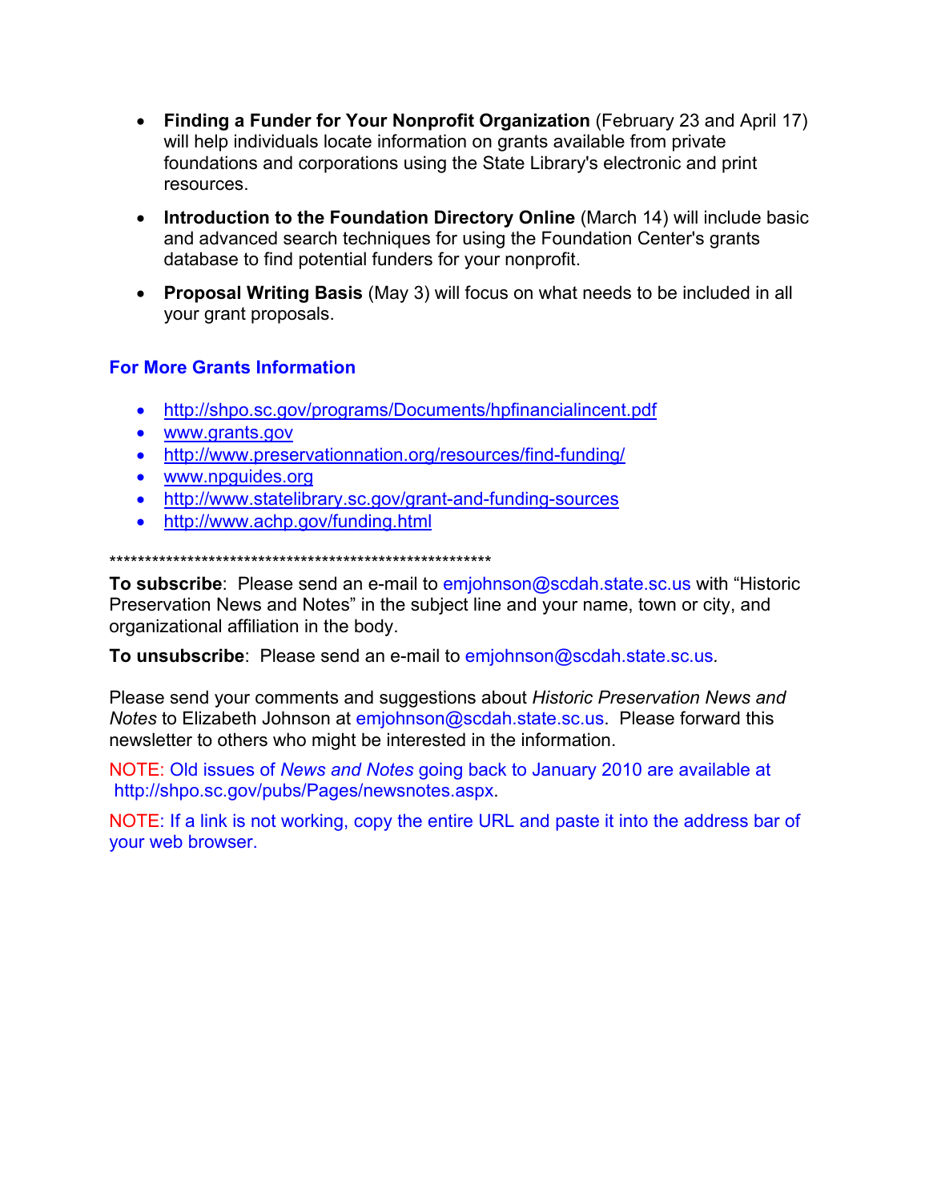- **Finding a Funder for Your Nonprofit Organization** (February 23 and April 17) will help individuals locate information on grants available from private foundations and corporations using the State Library's electronic and print resources.
- **Introduction to the Foundation Directory Online** (March 14) will include basic and advanced search techniques for using the Foundation Center's grants database to find potential funders for your nonprofit.
- **Proposal Writing Basis** (May 3) will focus on what needs to be included in all your grant proposals.

### For More Grants Information

- http://shpo.sc.gov/programs/Documents/hpfinancialincent.pdf
- www.grants.gov
- http://www.preservationnation.org/resources/find-funding/
- www.npguides.org
- http://www.statelibrary.sc.gov/grant-and-funding-sources
- http://www.achp.gov/funding.html

*******************************************************

**To subscribe**: Please send an e-mail to emjohnson@scdah.state.sc.us with “Historic Preservation News and Notes” in the subject line and your name, town or city, and organizational affiliation in the body.

**To unsubscribe**: Please send an e-mail to emjohnson@scdah.state.sc.us.

Please send your comments and suggestions about *Historic Preservation News and Notes* to Elizabeth Johnson at emjohnson@scdah.state.sc.us. Please forward this newsletter to others who might be interested in the information.

NOTE: Old issues of *News and Notes* going back to January 2010 are available at http://shpo.sc.gov/pubs/Pages/newsnotes.aspx.

NOTE: If a link is not working, copy the entire URL and paste it into the address bar of your web browser.